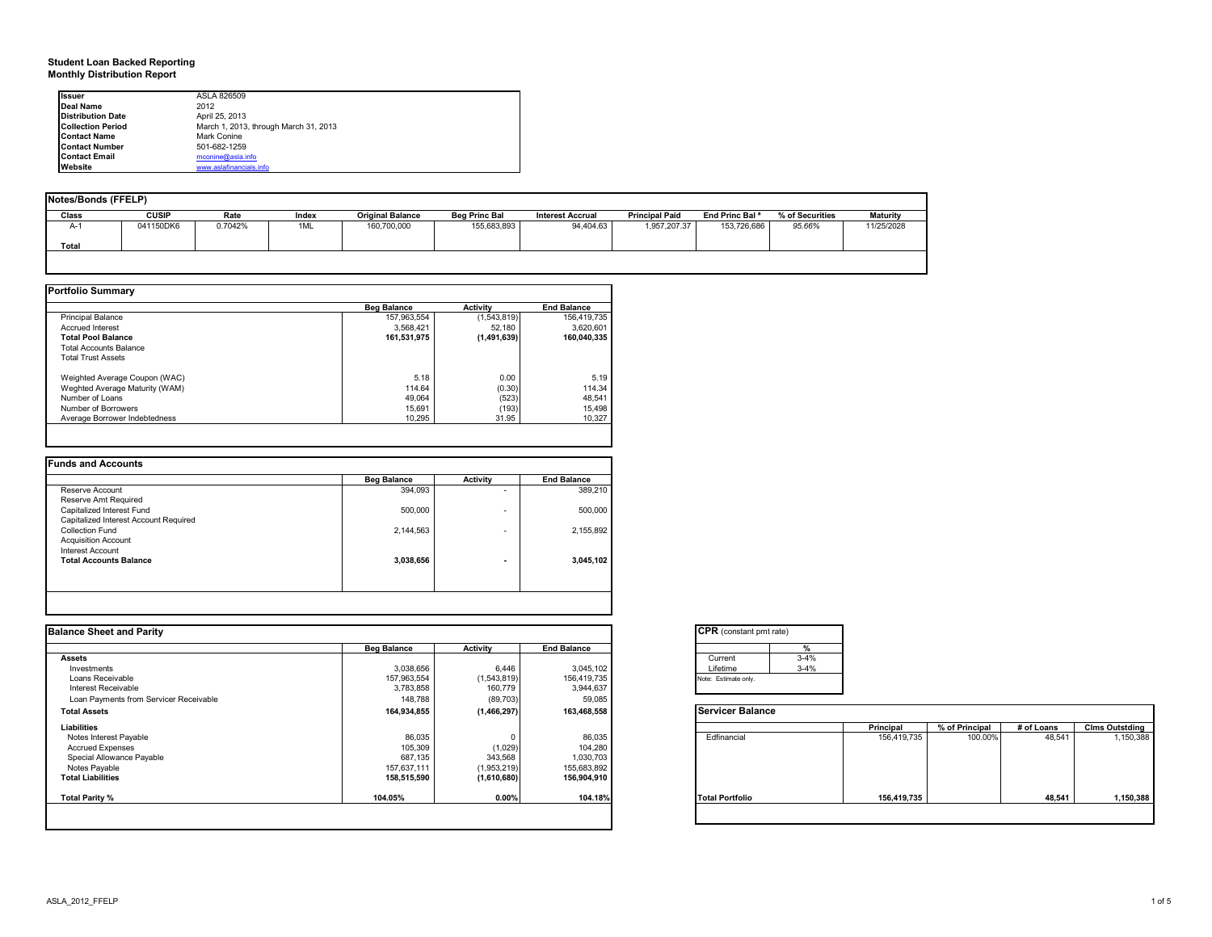**Student Loan Backed Reporting**
**Monthly Distribution Report**

| | |
|---|---|
| **Issuer** | ASLA 826509 |
| **Deal Name** | 2012 |
| **Distribution Date** | April 25, 2013 |
| **Collection Period** | March 1, 2013, through March 31, 2013 |
| **Contact Name** | Mark Conine |
| **Contact Number** | 501-682-1259 |
| **Contact Email** | mconine@asla.info |
| **Website** | www.aslafinancials.info |

## Notes/Bonds (FFELP)

| Class | CUSIP | Rate | Index | Original Balance | Beg Princ Bal | Interest Accrual | Principal Paid | End Princ Bal [a] | % of Securities | Maturity |
|---|---|---|---|---|---|---|---|---|---|---|
| A-1 | 041150DK6 | 0.7042% | 1ML | 160,700,000 | 155,683,893 | 94,404.63 | 1,957,207.37 | 153,726,686 | 95.66% | 11/25/2028 |
| **Total** | | | | | | | | | | |

## Portfolio Summary

| | Beg Balance | Activity | End Balance |
|---|---|---|---|
| Principal Balance | 157,963,554 | (1,543,819) | 156,419,735 |
| Accrued Interest | 3,568,421 | 52,180 | 3,620,601 |
| **Total Pool Balance** | **161,531,975** | **(1,491,639)** | **160,040,335** |
| Total Accounts Balance | | | |
| Total Trust Assets | | | |
| | | | |
| Weighted Average Coupon (WAC) | 5.18 | 0.00 | 5.19 |
| Weghted Average Maturity (WAM) | 114.64 | (0.30) | 114.34 |
| Number of Loans | 49,064 | (523) | 48,541 |
| Number of Borrowers | 15,691 | (193) | 15,498 |
| Average Borrower Indebtedness | 10,295 | 31.95 | 10,327 |

## Funds and Accounts

| | Beg Balance | Activity | End Balance |
|---|---|---|---|
| Reserve Account | 394,093 | - | 389,210 |
| Reserve Amt Required | | | |
| Capitalized Interest Fund | 500,000 | - | 500,000 |
| Capitalized Interest Account Required | | | |
| Collection Fund | 2,144,563 | - | 2,155,892 |
| Acquisition Account | | | |
| Interest Account | | | |
| **Total Accounts Balance** | **3,038,656** | **-** | **3,045,102** |

## Balance Sheet and Parity

| | Beg Balance | Activity | End Balance |
|---|---|---|---|
| **Assets** | | | |
| Investments | 3,038,656 | 6,446 | 3,045,102 |
| Loans Receivable | 157,963,554 | (1,543,819) | 156,419,735 |
| Interest Receivable | 3,783,858 | 160,779 | 3,944,637 |
| Loan Payments from Servicer Receivable | 148,788 | (89,703) | 59,085 |
| **Total Assets** | **164,934,855** | **(1,466,297)** | **163,468,558** |
| **Liabilities** | | | |
| Notes Interest Payable | 86,035 | 0 | 86,035 |
| Accrued Expenses | 105,309 | (1,029) | 104,280 |
| Special Allowance Payable | 687,135 | 343,568 | 1,030,703 |
| Notes Payable | 157,637,111 | (1,953,219) | 155,683,892 |
| **Total Liabilities** | **158,515,590** | **(1,610,680)** | **156,904,910** |
| **Total Parity %** | **104.05%** | **0.00%** | **104.18%** |

## CPR (constant pmt rate)

| | % |
|---|---|
| Current | 3-4% |
| Lifetime | 3-4% |

Note: Estimate only.

## Servicer Balance

| | Principal | % of Principal | # of Loans | Clms Outstding |
|---|---|---|---|---|
| Edfinancial | 156,419,735 | 100.00% | 48,541 | 1,150,388 |
| **Total Portfolio** | **156,419,735** | | **48,541** | **1,150,388** |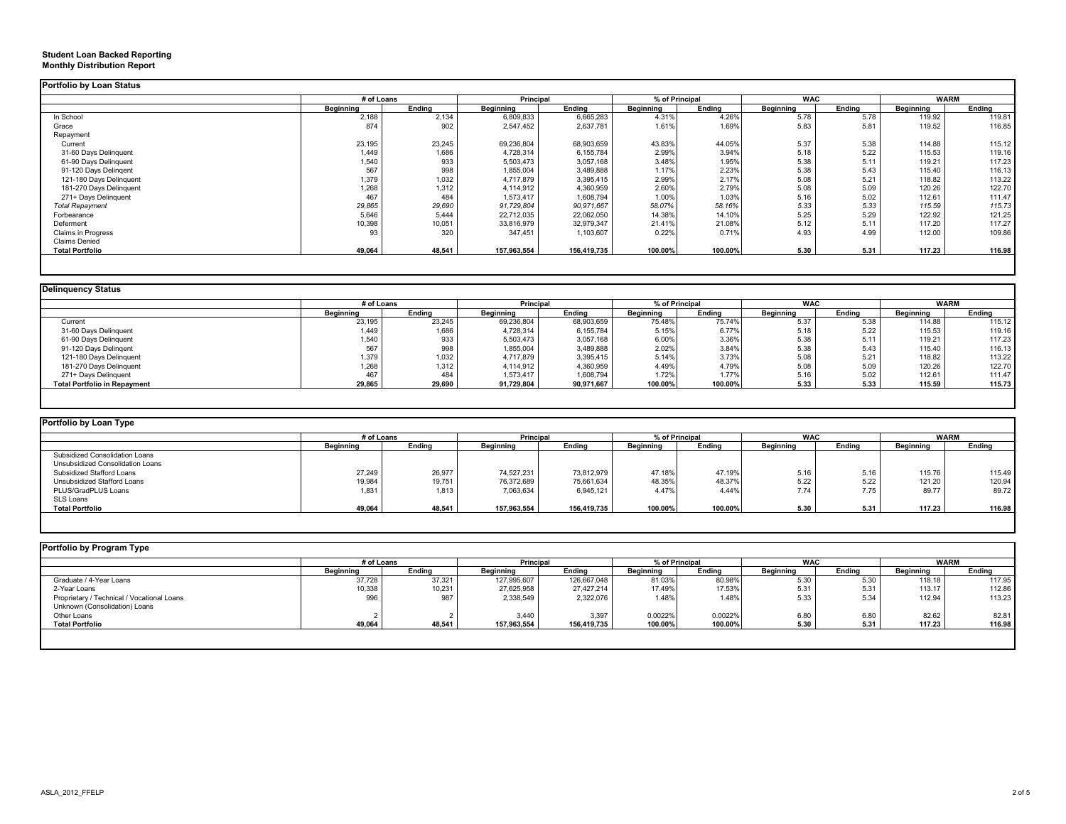**Student Loan Backed Reporting**
**Monthly Distribution Report**

**Portfolio by Loan Status**

| | # of Loans | | Principal | | % of Principal | | WAC | | WARM | |
|---|---|---|---|---|---|---|---|---|---|---|
| | Beginning | Ending | Beginning | Ending | Beginning | Ending | Beginning | Ending | Beginning | Ending |
| In School | 2,188 | 2,134 | 6,809,833 | 6,665,283 | 4.31% | 4.26% | 5.78 | 5.78 | 119.92 | 119.81 |
| Grace | 874 | 902 | 2,547,452 | 2,637,781 | 1.61% | 1.69% | 5.83 | 5.81 | 119.52 | 116.85 |
| Repayment | | | | | | | | | | |
| Current | 23,195 | 23,245 | 69,236,804 | 68,903,659 | 43.83% | 44.05% | 5.37 | 5.38 | 114.88 | 115.12 |
| 31-60 Days Delinquent | 1,449 | 1,686 | 4,728,314 | 6,155,784 | 2.99% | 3.94% | 5.18 | 5.22 | 115.53 | 119.16 |
| 61-90 Days Delinquent | 1,540 | 933 | 5,503,473 | 3,057,168 | 3.48% | 1.95% | 5.38 | 5.11 | 119.21 | 117.23 |
| 91-120 Days Delingent | 567 | 998 | 1,855,004 | 3,489,888 | 1.17% | 2.23% | 5.38 | 5.43 | 115.40 | 116.13 |
| 121-180 Days Delinquent | 1,379 | 1,032 | 4,717,879 | 3,395,415 | 2.99% | 2.17% | 5.08 | 5.21 | 118.82 | 113.22 |
| 181-270 Days Delinquent | 1,268 | 1,312 | 4,114,912 | 4,360,959 | 2.60% | 2.79% | 5.08 | 5.09 | 120.26 | 122.70 |
| 271+ Days Delinquent | 467 | 484 | 1,573,417 | 1,608,794 | 1.00% | 1.03% | 5.16 | 5.02 | 112.61 | 111.47 |
| *Total Repayment* | *29,865* | *29,690* | *91,729,804* | *90,971,667* | *58.07%* | *58.16%* | *5.33* | *5.33* | *115.59* | *115.73* |
| Forbearance | 5,646 | 5,444 | 22,712,035 | 22,062,050 | 14.38% | 14.10% | 5.25 | 5.29 | 122.92 | 121.25 |
| Deferment | 10,398 | 10,051 | 33,816,979 | 32,979,347 | 21.41% | 21.08% | 5.12 | 5.11 | 117.20 | 117.27 |
| Claims in Progress | 93 | 320 | 347,451 | 1,103,607 | 0.22% | 0.71% | 4.93 | 4.99 | 112.00 | 109.86 |
| Claims Denied | | | | | | | | | | |
| **Total Portfolio** | **49,064** | **48,541** | **157,963,554** | **156,419,735** | **100.00%** | **100.00%** | **5.30** | **5.31** | **117.23** | **116.98** |

**Delinquency Status**

| | # of Loans | | Principal | | % of Principal | | WAC | | WARM | |
|---|---|---|---|---|---|---|---|---|---|---|
| | Beginning | Ending | Beginning | Ending | Beginning | Ending | Beginning | Ending | Beginning | Ending |
| Current | 23,195 | 23,245 | 69,236,804 | 68,903,659 | 75.48% | 75.74% | 5.37 | 5.38 | 114.88 | 115.12 |
| 31-60 Days Delinquent | 1,449 | 1,686 | 4,728,314 | 6,155,784 | 5.15% | 6.77% | 5.18 | 5.22 | 115.53 | 119.16 |
| 61-90 Days Delinquent | 1,540 | 933 | 5,503,473 | 3,057,168 | 6.00% | 3.36% | 5.38 | 5.11 | 119.21 | 117.23 |
| 91-120 Days Delingent | 567 | 998 | 1,855,004 | 3,489,888 | 2.02% | 3.84% | 5.38 | 5.43 | 115.40 | 116.13 |
| 121-180 Days Delinquent | 1,379 | 1,032 | 4,717,879 | 3,395,415 | 5.14% | 3.73% | 5.08 | 5.21 | 118.82 | 113.22 |
| 181-270 Days Delinquent | 1,268 | 1,312 | 4,114,912 | 4,360,959 | 4.49% | 4.79% | 5.08 | 5.09 | 120.26 | 122.70 |
| 271+ Days Delinquent | 467 | 484 | 1,573,417 | 1,608,794 | 1.72% | 1.77% | 5.16 | 5.02 | 112.61 | 111.47 |
| **Total Portfolio in Repayment** | **29,865** | **29,690** | **91,729,804** | **90,971,667** | **100.00%** | **100.00%** | **5.33** | **5.33** | **115.59** | **115.73** |

**Portfolio by Loan Type**

| | # of Loans | | Principal | | % of Principal | | WAC | | WARM | |
|---|---|---|---|---|---|---|---|---|---|---|
| | Beginning | Ending | Beginning | Ending | Beginning | Ending | Beginning | Ending | Beginning | Ending |
| Subsidized Consolidation Loans | | | | | | | | | | |
| Unsubsidized Consolidation Loans | | | | | | | | | | |
| Subsidized Stafford Loans | 27,249 | 26,977 | 74,527,231 | 73,812,979 | 47.18% | 47.19% | 5.16 | 5.16 | 115.76 | 115.49 |
| Unsubsidized Stafford Loans | 19,984 | 19,751 | 76,372,689 | 75,661,634 | 48.35% | 48.37% | 5.22 | 5.22 | 121.20 | 120.94 |
| PLUS/GradPLUS Loans | 1,831 | 1,813 | 7,063,634 | 6,945,121 | 4.47% | 4.44% | 7.74 | 7.75 | 89.77 | 89.72 |
| SLS Loans | | | | | | | | | | |
| **Total Portfolio** | **49,064** | **48,541** | **157,963,554** | **156,419,735** | **100.00%** | **100.00%** | **5.30** | **5.31** | **117.23** | **116.98** |

**Portfolio by Program Type**

| | # of Loans | | Principal | | % of Principal | | WAC | | WARM | |
|---|---|---|---|---|---|---|---|---|---|---|
| | Beginning | Ending | Beginning | Ending | Beginning | Ending | Beginning | Ending | Beginning | Ending |
| Graduate / 4-Year Loans | 37,728 | 37,321 | 127,995,607 | 126,667,048 | 81.03% | 80.98% | 5.30 | 5.30 | 118.18 | 117.95 |
| 2-Year Loans | 10,338 | 10,231 | 27,625,958 | 27,427,214 | 17.49% | 17.53% | 5.31 | 5.31 | 113.17 | 112.86 |
| Proprietary / Technical / Vocational Loans | 996 | 987 | 2,338,549 | 2,322,076 | 1.48% | 1.48% | 5.33 | 5.34 | 112.94 | 113.23 |
| Unknown (Consolidation) Loans | | | | | | | | | | |
| Other Loans | 2 | 2 | 3,440 | 3,397 | 0.0022% | 0.0022% | 6.80 | 6.80 | 82.62 | 82.81 |
| **Total Portfolio** | **49,064** | **48,541** | **157,963,554** | **156,419,735** | **100.00%** | **100.00%** | **5.30** | **5.31** | **117.23** | **116.98** |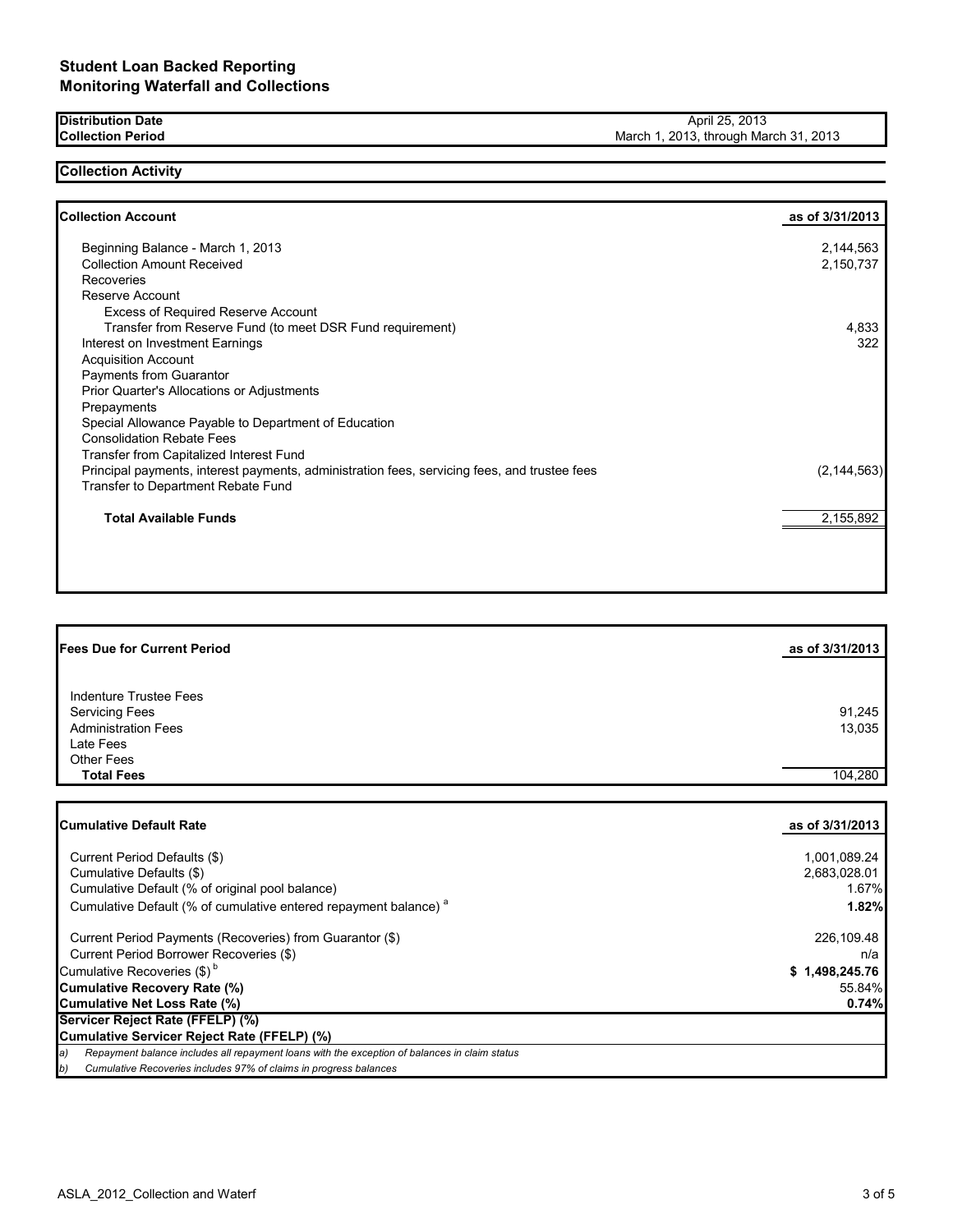# Student Loan Backed Reporting
## Monitoring Waterfall and Collections

| | |
|---|---|
| **Distribution Date** | April 25, 2013 |
| **Collection Period** | March 1, 2013, through March 31, 2013 |

## Collection Activity

| **Collection Account** | **as of 3/31/2013** |
|---|---|
| Beginning Balance - March 1, 2013 | 2,144,563 |
| Collection Amount Received | 2,150,737 |
| Recoveries | |
| Reserve Account | |
| Excess of Required Reserve Account | |
| Transfer from Reserve Fund (to meet DSR Fund requirement) | 4,833 |
| Interest on Investment Earnings | 322 |
| Acquisition Account | |
| Payments from Guarantor | |
| Prior Quarter's Allocations or Adjustments | |
| Prepayments | |
| Special Allowance Payable to Department of Education | |
| Consolidation Rebate Fees | |
| Transfer from Capitalized Interest Fund | |
| Principal payments, interest payments, administration fees, servicing fees, and trustee fees | (2,144,563) |
| Transfer to Department Rebate Fund | |
| **Total Available Funds** | 2,155,892 |

| **Fees Due for Current Period** | **as of 3/31/2013** |
|---|---|
| Indenture Trustee Fees | |
| Servicing Fees | 91,245 |
| Administration Fees | 13,035 |
| Late Fees | |
| Other Fees | |
| **Total Fees** | 104,280 |

| **Cumulative Default Rate** | **as of 3/31/2013** |
|---|---|
| Current Period Defaults ($) | 1,001,089.24 |
| Cumulative Defaults ($) | 2,683,028.01 |
| Cumulative Default (% of original pool balance) | 1.67% |
| Cumulative Default (% of cumulative entered repayment balance) [a] | **1.82%** |
| Current Period Payments (Recoveries) from Guarantor ($) | 226,109.48 |
| Current Period Borrower Recoveries ($) | n/a |
| Cumulative Recoveries ($) [b] | **$ 1,498,245.76** |
| **Cumulative Recovery Rate (%)** | 55.84% |
| **Cumulative Net Loss Rate (%)** | **0.74%** |
| **Servicer Reject Rate (FFELP) (%)** | |
| **Cumulative Servicer Reject Rate (FFELP) (%)** | |

*a) Repayment balance includes all repayment loans with the exception of balances in claim status*

*b) Cumulative Recoveries includes 97% of claims in progress balances*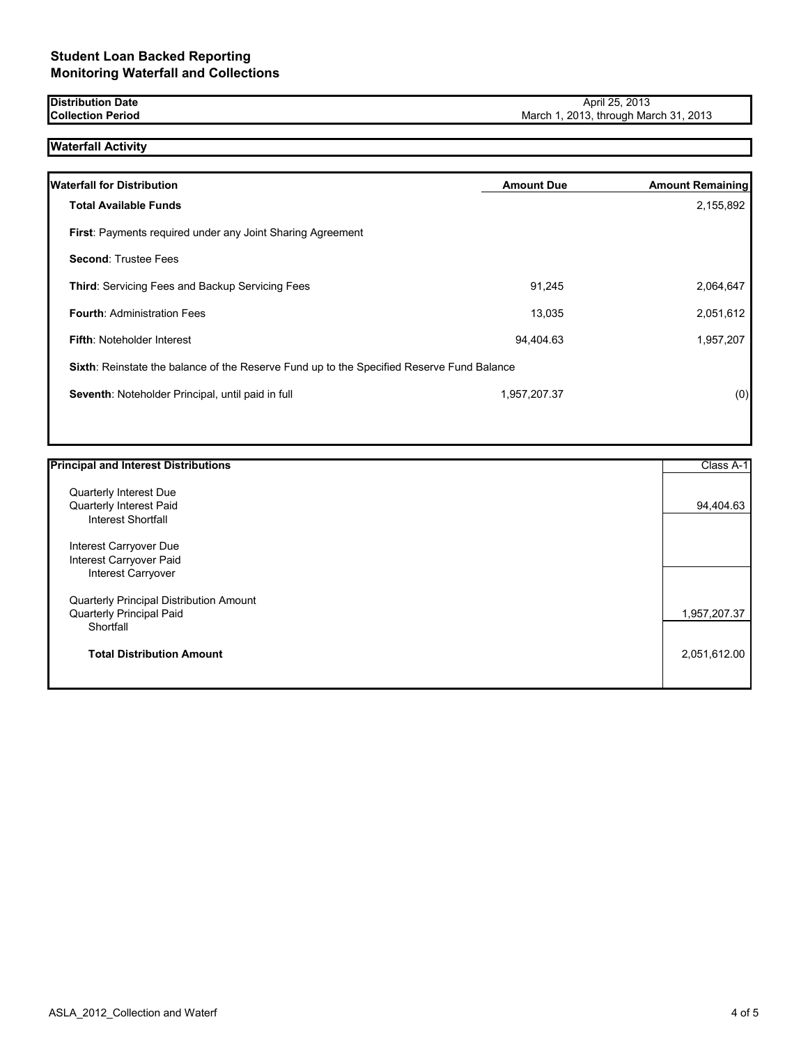# Student Loan Backed Reporting
## Monitoring Waterfall and Collections

| | |
|---|---|
| **Distribution Date** | April 25, 2013 |
| **Collection Period** | March 1, 2013, through March 31, 2013 |

### Waterfall Activity

| **Waterfall for Distribution** | **Amount Due** | **Amount Remaining** |
|---|---|---|
| **Total Available Funds** | | 2,155,892 |
| **First**: Payments required under any Joint Sharing Agreement | | |
| **Second**: Trustee Fees | | |
| **Third**: Servicing Fees and Backup Servicing Fees | 91,245 | 2,064,647 |
| **Fourth**: Administration Fees | 13,035 | 2,051,612 |
| **Fifth**: Noteholder Interest | 94,404.63 | 1,957,207 |
| **Sixth**: Reinstate the balance of the Reserve Fund up to the Specified Reserve Fund Balance | | |
| **Seventh**: Noteholder Principal, until paid in full | 1,957,207.37 | (0) |

| **Principal and Interest Distributions** | Class A-1 |
|---|---|
| Quarterly Interest Due | |
| Quarterly Interest Paid | 94,404.63 |
| Interest Shortfall | |
| Interest Carryover Due | |
| Interest Carryover Paid | |
| Interest Carryover | |
| Quarterly Principal Distribution Amount | |
| Quarterly Principal Paid | 1,957,207.37 |
| Shortfall | |
| **Total Distribution Amount** | 2,051,612.00 |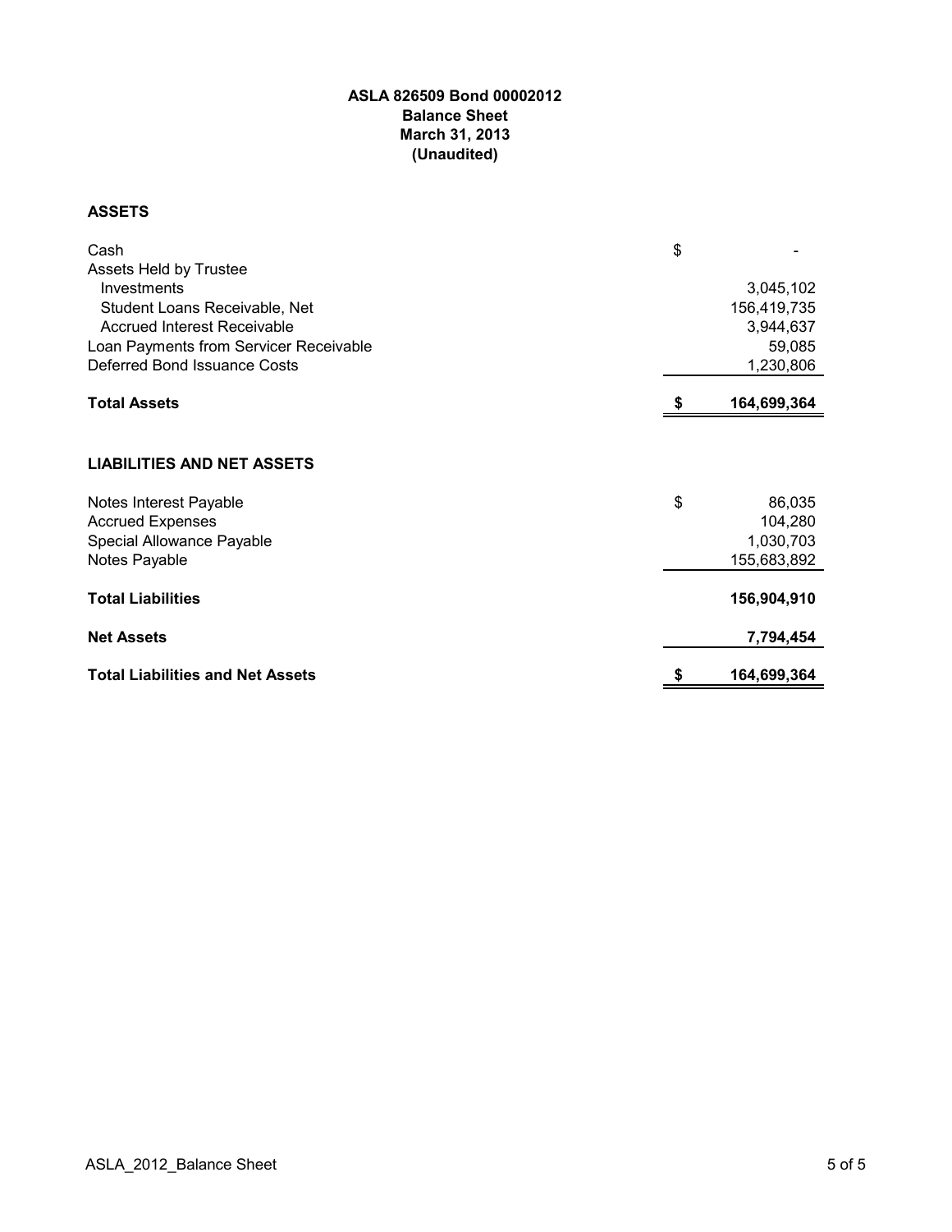**ASLA 826509 Bond 00002012**
**Balance Sheet**
**March 31, 2013**
**(Unaudited)**

## ASSETS

| | | |
|---|---|---|
| Cash | $ | - |
| Assets Held by Trustee | | |
| Investments | | 3,045,102 |
| Student Loans Receivable, Net | | 156,419,735 |
| Accrued Interest Receivable | | 3,944,637 |
| Loan Payments from Servicer Receivable | | 59,085 |
| Deferred Bond Issuance Costs | | 1,230,806 |
| **Total Assets** | **$** | **164,699,364** |

## LIABILITIES AND NET ASSETS

| | | |
|---|---|---|
| Notes Interest Payable | $ | 86,035 |
| Accrued Expenses | | 104,280 |
| Special Allowance Payable | | 1,030,703 |
| Notes Payable | | 155,683,892 |
| **Total Liabilities** | | **156,904,910** |
| **Net Assets** | | **7,794,454** |
| **Total Liabilities and Net Assets** | **$** | **164,699,364** |

ASLA_2012_Balance Sheet